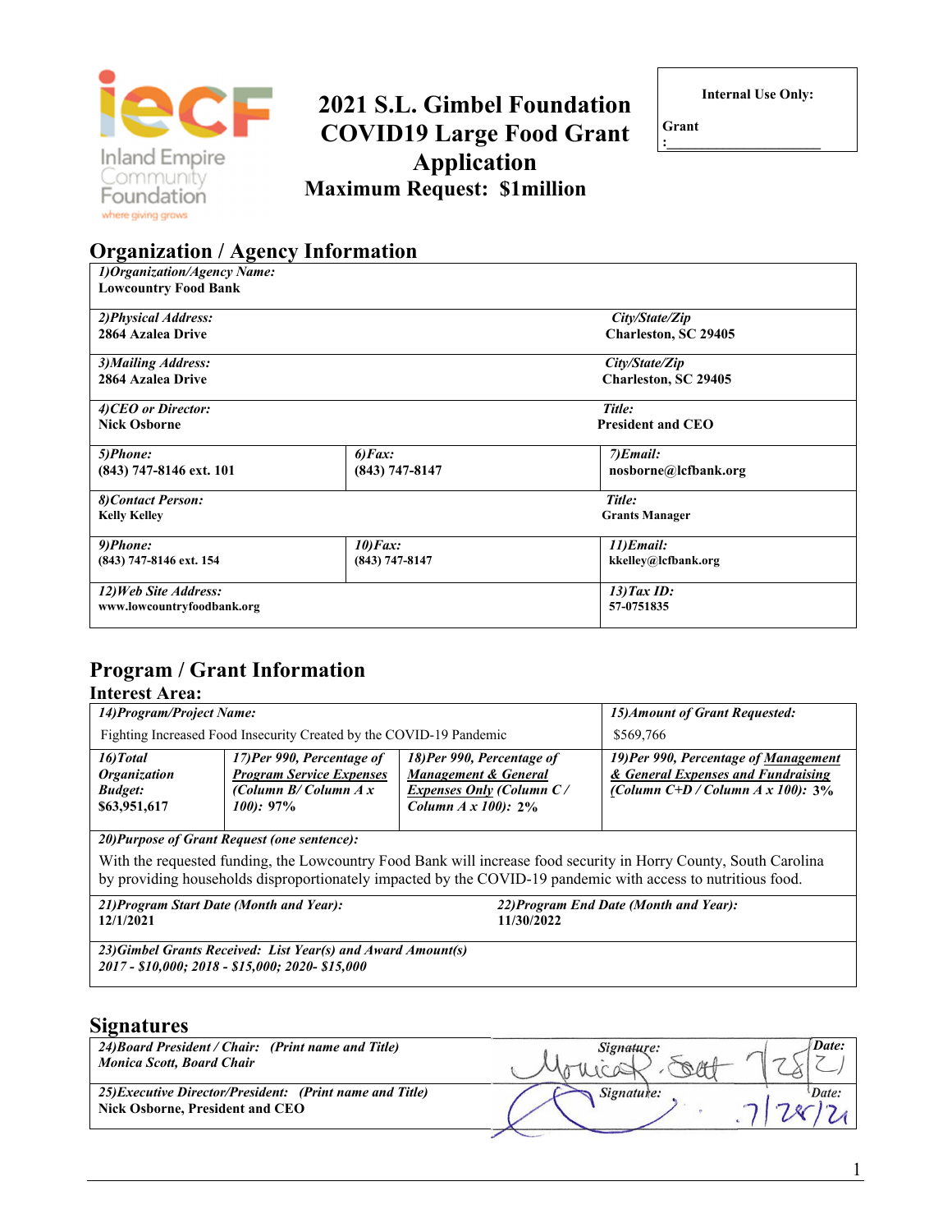# 2021 S.L. Gimbel Foundation COVID19 Large Food Grant Application

**Maximum Request: $1million**

| Internal Use Only: |
|---|
| Grant: ____________________ |

## Organization / Agency Information

| | | |
|---|---|---|
| *1)Organization/Agency Name:* **Lowcountry Food Bank** | | |
| *2)Physical Address:* **2864 Azalea Drive** | | *City/State/Zip* **Charleston, SC 29405** |
| *3)Mailing Address:* **2864 Azalea Drive** | | *City/State/Zip* **Charleston, SC 29405** |
| *4)CEO or Director:* **Nick Osborne** | | *Title:* **President and CEO** |
| *5)Phone:* **(843) 747-8146 ext. 101** | *6)Fax:* **(843) 747-8147** | *7)Email:* **nosborne@lcfbank.org** |
| *8)Contact Person:* **Kelly Kelley** | | *Title:* **Grants Manager** |
| *9)Phone:* **(843) 747-8146 ext. 154** | *10)Fax:* **(843) 747-8147** | *11)Email:* **kkelley@lcfbank.org** |
| *12)Web Site Address:* **www.lowcountryfoodbank.org** | | *13)Tax ID:* **57-0751835** |

## Program / Grant Information

### Interest Area:

| | | | |
|---|---|---|---|
| *14)Program/Project Name:* Fighting Increased Food Insecurity Created by the COVID-19 Pandemic | | | *15)Amount of Grant Requested:* $569,766 |
| *16)Total Organization Budget:* **$63,951,617** | *17)Per 990, Percentage of Program Service Expenses (Column B/ Column A x 100):* **97%** | *18)Per 990, Percentage of Management & General Expenses Only (Column C / Column A x 100):* **2%** | *19)Per 990, Percentage of Management & General Expenses and Fundraising (Column C+D / Column A x 100):* **3%** |
| *20)Purpose of Grant Request (one sentence):* With the requested funding, the Lowcountry Food Bank will increase food security in Horry County, South Carolina by providing households disproportionately impacted by the COVID-19 pandemic with access to nutritious food. | | | |
| *21)Program Start Date (Month and Year):* **12/1/2021** | | *22)Program End Date (Month and Year):* **11/30/2022** | |
| *23)Gimbel Grants Received: List Year(s) and Award Amount(s)* ***2017 - $10,000; 2018 - $15,000; 2020- $15,000*** | | | |

## Signatures

| | | |
|---|---|---|
| *24)Board President / Chair: (Print name and Title)* ***Monica Scott, Board Chair*** | *Signature:* Monica P. Scott | *Date:* 7/28/21 |
| *25)Executive Director/President: (Print name and Title)* **Nick Osborne, President and CEO** | *Signature:* | *Date:* 7/28/21 |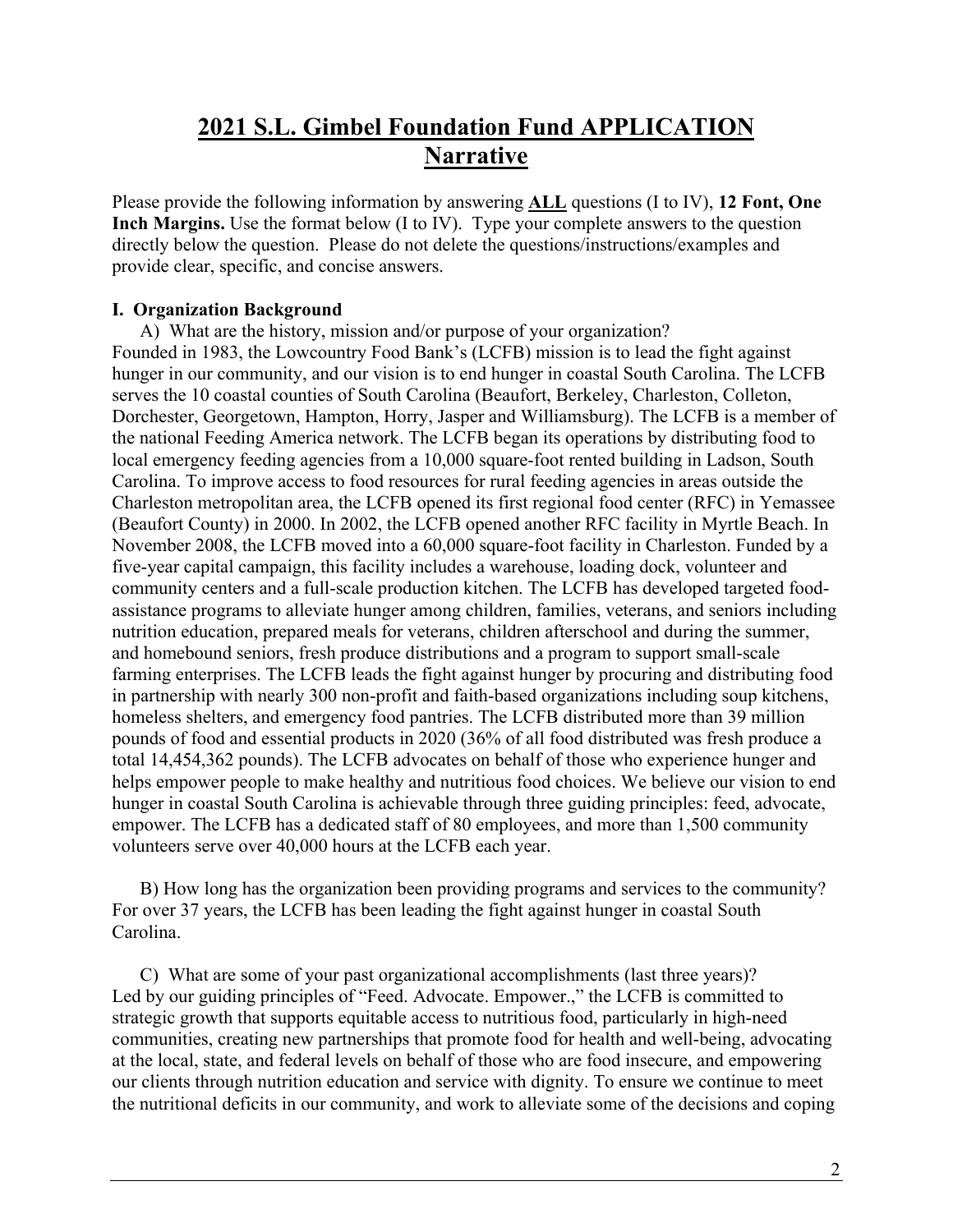# 2021 S.L. Gimbel Foundation Fund APPLICATION Narrative

Please provide the following information by answering **ALL** questions (I to IV), **12 Font, One Inch Margins.** Use the format below (I to IV). Type your complete answers to the question directly below the question. Please do not delete the questions/instructions/examples and provide clear, specific, and concise answers.

**I. Organization Background**

A) What are the history, mission and/or purpose of your organization?

Founded in 1983, the Lowcountry Food Bank's (LCFB) mission is to lead the fight against hunger in our community, and our vision is to end hunger in coastal South Carolina. The LCFB serves the 10 coastal counties of South Carolina (Beaufort, Berkeley, Charleston, Colleton, Dorchester, Georgetown, Hampton, Horry, Jasper and Williamsburg). The LCFB is a member of the national Feeding America network. The LCFB began its operations by distributing food to local emergency feeding agencies from a 10,000 square-foot rented building in Ladson, South Carolina. To improve access to food resources for rural feeding agencies in areas outside the Charleston metropolitan area, the LCFB opened its first regional food center (RFC) in Yemassee (Beaufort County) in 2000. In 2002, the LCFB opened another RFC facility in Myrtle Beach. In November 2008, the LCFB moved into a 60,000 square-foot facility in Charleston. Funded by a five-year capital campaign, this facility includes a warehouse, loading dock, volunteer and community centers and a full-scale production kitchen. The LCFB has developed targeted food-assistance programs to alleviate hunger among children, families, veterans, and seniors including nutrition education, prepared meals for veterans, children afterschool and during the summer, and homebound seniors, fresh produce distributions and a program to support small-scale farming enterprises. The LCFB leads the fight against hunger by procuring and distributing food in partnership with nearly 300 non-profit and faith-based organizations including soup kitchens, homeless shelters, and emergency food pantries. The LCFB distributed more than 39 million pounds of food and essential products in 2020 (36% of all food distributed was fresh produce a total 14,454,362 pounds). The LCFB advocates on behalf of those who experience hunger and helps empower people to make healthy and nutritious food choices. We believe our vision to end hunger in coastal South Carolina is achievable through three guiding principles: feed, advocate, empower. The LCFB has a dedicated staff of 80 employees, and more than 1,500 community volunteers serve over 40,000 hours at the LCFB each year.

B) How long has the organization been providing programs and services to the community?

For over 37 years, the LCFB has been leading the fight against hunger in coastal South Carolina.

C) What are some of your past organizational accomplishments (last three years)?

Led by our guiding principles of "Feed. Advocate. Empower.," the LCFB is committed to strategic growth that supports equitable access to nutritious food, particularly in high-need communities, creating new partnerships that promote food for health and well-being, advocating at the local, state, and federal levels on behalf of those who are food insecure, and empowering our clients through nutrition education and service with dignity. To ensure we continue to meet the nutritional deficits in our community, and work to alleviate some of the decisions and coping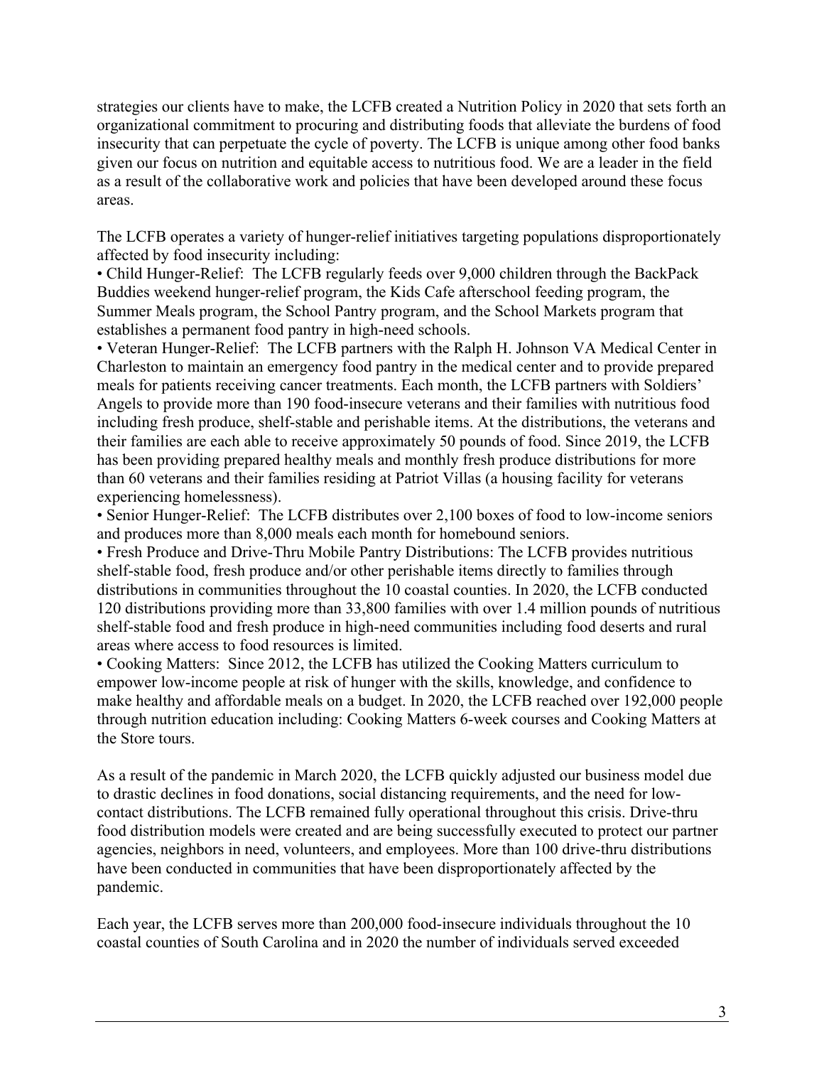strategies our clients have to make, the LCFB created a Nutrition Policy in 2020 that sets forth an organizational commitment to procuring and distributing foods that alleviate the burdens of food insecurity that can perpetuate the cycle of poverty. The LCFB is unique among other food banks given our focus on nutrition and equitable access to nutritious food. We are a leader in the field as a result of the collaborative work and policies that have been developed around these focus areas.

The LCFB operates a variety of hunger-relief initiatives targeting populations disproportionately affected by food insecurity including:

- Child Hunger-Relief: The LCFB regularly feeds over 9,000 children through the BackPack Buddies weekend hunger-relief program, the Kids Cafe afterschool feeding program, the Summer Meals program, the School Pantry program, and the School Markets program that establishes a permanent food pantry in high-need schools.
- Veteran Hunger-Relief: The LCFB partners with the Ralph H. Johnson VA Medical Center in Charleston to maintain an emergency food pantry in the medical center and to provide prepared meals for patients receiving cancer treatments. Each month, the LCFB partners with Soldiers' Angels to provide more than 190 food-insecure veterans and their families with nutritious food including fresh produce, shelf-stable and perishable items. At the distributions, the veterans and their families are each able to receive approximately 50 pounds of food. Since 2019, the LCFB has been providing prepared healthy meals and monthly fresh produce distributions for more than 60 veterans and their families residing at Patriot Villas (a housing facility for veterans experiencing homelessness).
- Senior Hunger-Relief: The LCFB distributes over 2,100 boxes of food to low-income seniors and produces more than 8,000 meals each month for homebound seniors.
- Fresh Produce and Drive-Thru Mobile Pantry Distributions: The LCFB provides nutritious shelf-stable food, fresh produce and/or other perishable items directly to families through distributions in communities throughout the 10 coastal counties. In 2020, the LCFB conducted 120 distributions providing more than 33,800 families with over 1.4 million pounds of nutritious shelf-stable food and fresh produce in high-need communities including food deserts and rural areas where access to food resources is limited.
- Cooking Matters: Since 2012, the LCFB has utilized the Cooking Matters curriculum to empower low-income people at risk of hunger with the skills, knowledge, and confidence to make healthy and affordable meals on a budget. In 2020, the LCFB reached over 192,000 people through nutrition education including: Cooking Matters 6-week courses and Cooking Matters at the Store tours.

As a result of the pandemic in March 2020, the LCFB quickly adjusted our business model due to drastic declines in food donations, social distancing requirements, and the need for low-contact distributions. The LCFB remained fully operational throughout this crisis. Drive-thru food distribution models were created and are being successfully executed to protect our partner agencies, neighbors in need, volunteers, and employees. More than 100 drive-thru distributions have been conducted in communities that have been disproportionately affected by the pandemic.

Each year, the LCFB serves more than 200,000 food-insecure individuals throughout the 10 coastal counties of South Carolina and in 2020 the number of individuals served exceeded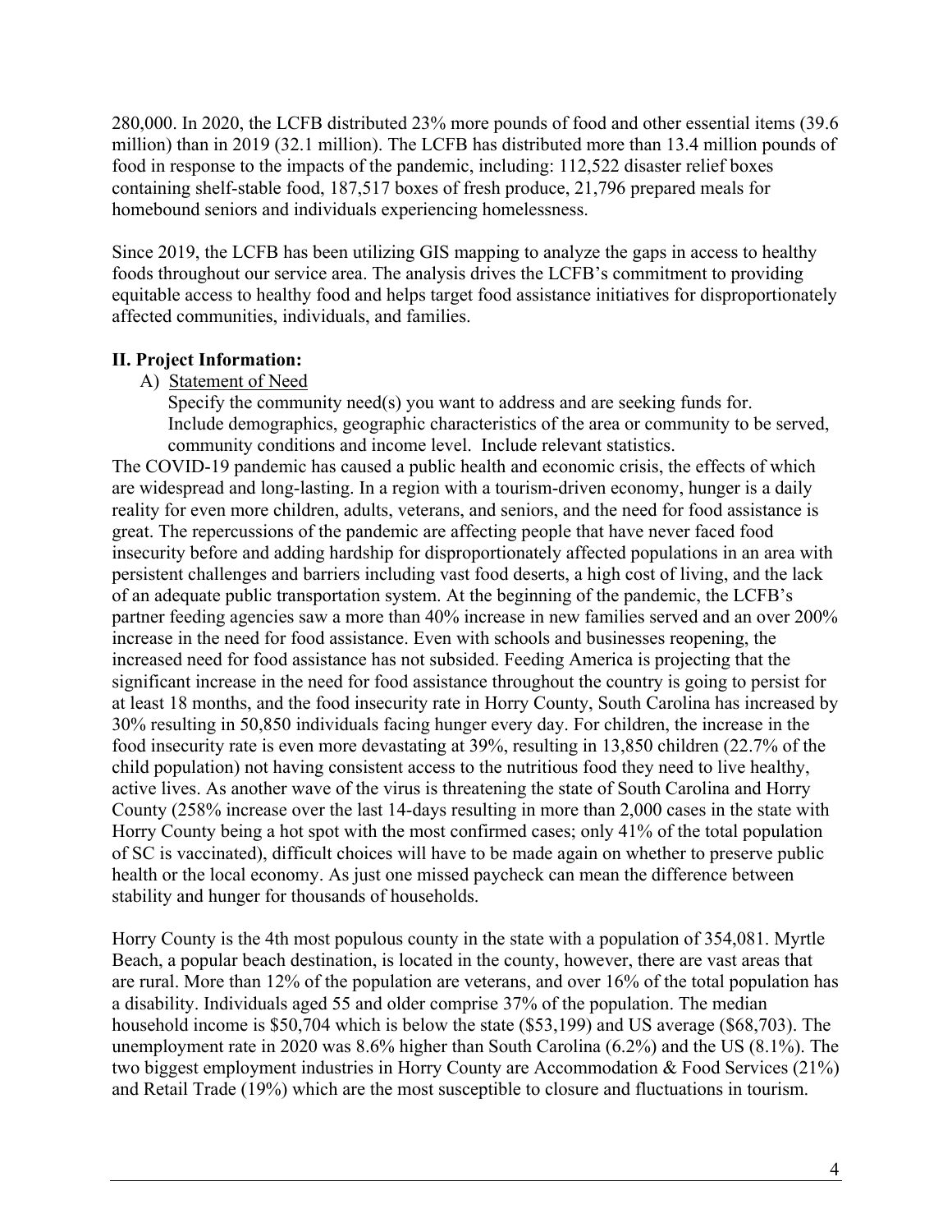280,000. In 2020, the LCFB distributed 23% more pounds of food and other essential items (39.6 million) than in 2019 (32.1 million). The LCFB has distributed more than 13.4 million pounds of food in response to the impacts of the pandemic, including: 112,522 disaster relief boxes containing shelf-stable food, 187,517 boxes of fresh produce, 21,796 prepared meals for homebound seniors and individuals experiencing homelessness.

Since 2019, the LCFB has been utilizing GIS mapping to analyze the gaps in access to healthy foods throughout our service area. The analysis drives the LCFB's commitment to providing equitable access to healthy food and helps target food assistance initiatives for disproportionately affected communities, individuals, and families.

## II. Project Information:

A) Statement of Need

Specify the community need(s) you want to address and are seeking funds for. Include demographics, geographic characteristics of the area or community to be served, community conditions and income level. Include relevant statistics.

The COVID-19 pandemic has caused a public health and economic crisis, the effects of which are widespread and long-lasting. In a region with a tourism-driven economy, hunger is a daily reality for even more children, adults, veterans, and seniors, and the need for food assistance is great. The repercussions of the pandemic are affecting people that have never faced food insecurity before and adding hardship for disproportionately affected populations in an area with persistent challenges and barriers including vast food deserts, a high cost of living, and the lack of an adequate public transportation system. At the beginning of the pandemic, the LCFB's partner feeding agencies saw a more than 40% increase in new families served and an over 200% increase in the need for food assistance. Even with schools and businesses reopening, the increased need for food assistance has not subsided. Feeding America is projecting that the significant increase in the need for food assistance throughout the country is going to persist for at least 18 months, and the food insecurity rate in Horry County, South Carolina has increased by 30% resulting in 50,850 individuals facing hunger every day. For children, the increase in the food insecurity rate is even more devastating at 39%, resulting in 13,850 children (22.7% of the child population) not having consistent access to the nutritious food they need to live healthy, active lives. As another wave of the virus is threatening the state of South Carolina and Horry County (258% increase over the last 14-days resulting in more than 2,000 cases in the state with Horry County being a hot spot with the most confirmed cases; only 41% of the total population of SC is vaccinated), difficult choices will have to be made again on whether to preserve public health or the local economy. As just one missed paycheck can mean the difference between stability and hunger for thousands of households.

Horry County is the 4th most populous county in the state with a population of 354,081. Myrtle Beach, a popular beach destination, is located in the county, however, there are vast areas that are rural. More than 12% of the population are veterans, and over 16% of the total population has a disability. Individuals aged 55 and older comprise 37% of the population. The median household income is $50,704 which is below the state ($53,199) and US average ($68,703). The unemployment rate in 2020 was 8.6% higher than South Carolina (6.2%) and the US (8.1%). The two biggest employment industries in Horry County are Accommodation & Food Services (21%) and Retail Trade (19%) which are the most susceptible to closure and fluctuations in tourism.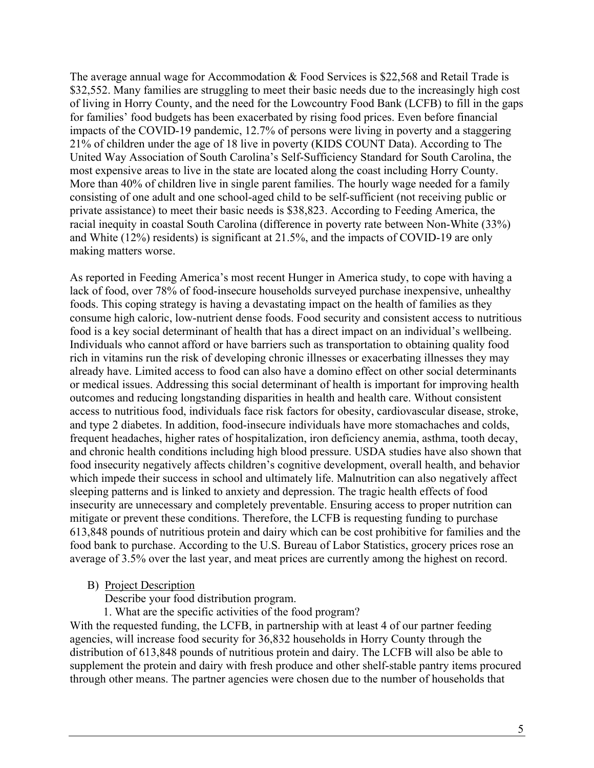The average annual wage for Accommodation & Food Services is $22,568 and Retail Trade is $32,552. Many families are struggling to meet their basic needs due to the increasingly high cost of living in Horry County, and the need for the Lowcountry Food Bank (LCFB) to fill in the gaps for families' food budgets has been exacerbated by rising food prices. Even before financial impacts of the COVID-19 pandemic, 12.7% of persons were living in poverty and a staggering 21% of children under the age of 18 live in poverty (KIDS COUNT Data). According to The United Way Association of South Carolina's Self-Sufficiency Standard for South Carolina, the most expensive areas to live in the state are located along the coast including Horry County. More than 40% of children live in single parent families. The hourly wage needed for a family consisting of one adult and one school-aged child to be self-sufficient (not receiving public or private assistance) to meet their basic needs is $38,823. According to Feeding America, the racial inequity in coastal South Carolina (difference in poverty rate between Non-White (33%) and White (12%) residents) is significant at 21.5%, and the impacts of COVID-19 are only making matters worse.

As reported in Feeding America's most recent Hunger in America study, to cope with having a lack of food, over 78% of food-insecure households surveyed purchase inexpensive, unhealthy foods. This coping strategy is having a devastating impact on the health of families as they consume high caloric, low-nutrient dense foods. Food security and consistent access to nutritious food is a key social determinant of health that has a direct impact on an individual's wellbeing. Individuals who cannot afford or have barriers such as transportation to obtaining quality food rich in vitamins run the risk of developing chronic illnesses or exacerbating illnesses they may already have. Limited access to food can also have a domino effect on other social determinants or medical issues. Addressing this social determinant of health is important for improving health outcomes and reducing longstanding disparities in health and health care. Without consistent access to nutritious food, individuals face risk factors for obesity, cardiovascular disease, stroke, and type 2 diabetes. In addition, food-insecure individuals have more stomachaches and colds, frequent headaches, higher rates of hospitalization, iron deficiency anemia, asthma, tooth decay, and chronic health conditions including high blood pressure. USDA studies have also shown that food insecurity negatively affects children's cognitive development, overall health, and behavior which impede their success in school and ultimately life. Malnutrition can also negatively affect sleeping patterns and is linked to anxiety and depression. The tragic health effects of food insecurity are unnecessary and completely preventable. Ensuring access to proper nutrition can mitigate or prevent these conditions. Therefore, the LCFB is requesting funding to purchase 613,848 pounds of nutritious protein and dairy which can be cost prohibitive for families and the food bank to purchase. According to the U.S. Bureau of Labor Statistics, grocery prices rose an average of 3.5% over the last year, and meat prices are currently among the highest on record.

B) <u>Project Description</u>

Describe your food distribution program.

1. What are the specific activities of the food program?

With the requested funding, the LCFB, in partnership with at least 4 of our partner feeding agencies, will increase food security for 36,832 households in Horry County through the distribution of 613,848 pounds of nutritious protein and dairy. The LCFB will also be able to supplement the protein and dairy with fresh produce and other shelf-stable pantry items procured through other means. The partner agencies were chosen due to the number of households that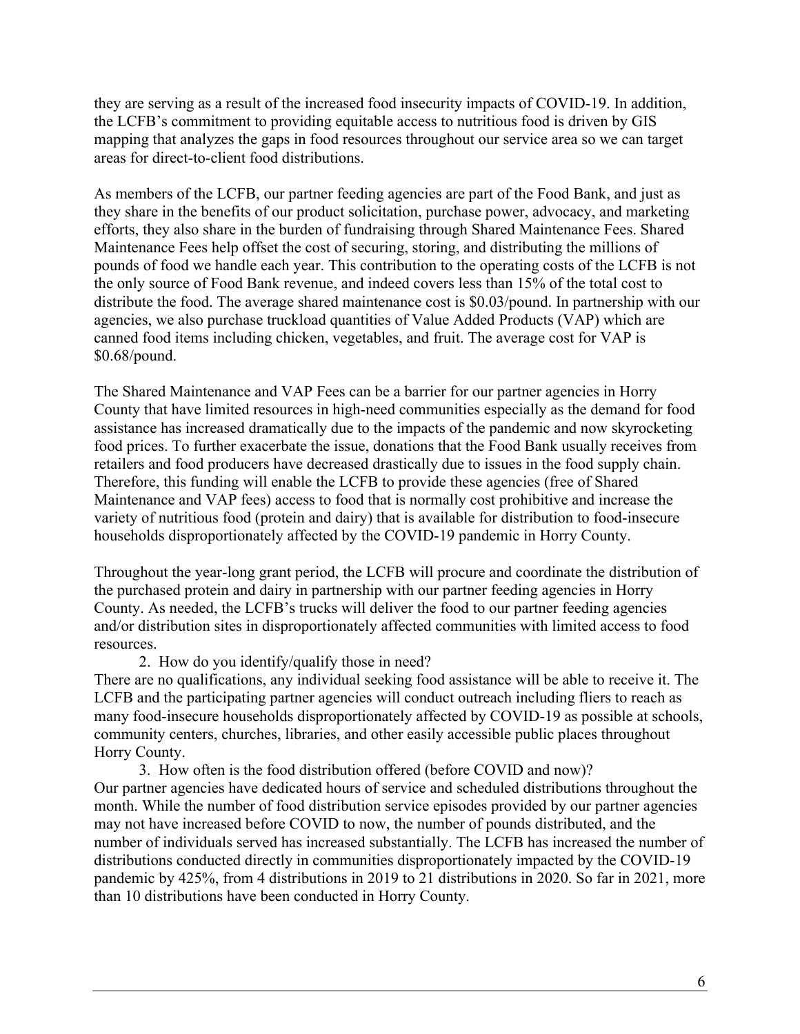they are serving as a result of the increased food insecurity impacts of COVID-19. In addition, the LCFB's commitment to providing equitable access to nutritious food is driven by GIS mapping that analyzes the gaps in food resources throughout our service area so we can target areas for direct-to-client food distributions.

As members of the LCFB, our partner feeding agencies are part of the Food Bank, and just as they share in the benefits of our product solicitation, purchase power, advocacy, and marketing efforts, they also share in the burden of fundraising through Shared Maintenance Fees. Shared Maintenance Fees help offset the cost of securing, storing, and distributing the millions of pounds of food we handle each year. This contribution to the operating costs of the LCFB is not the only source of Food Bank revenue, and indeed covers less than 15% of the total cost to distribute the food. The average shared maintenance cost is $0.03/pound. In partnership with our agencies, we also purchase truckload quantities of Value Added Products (VAP) which are canned food items including chicken, vegetables, and fruit. The average cost for VAP is $0.68/pound.

The Shared Maintenance and VAP Fees can be a barrier for our partner agencies in Horry County that have limited resources in high-need communities especially as the demand for food assistance has increased dramatically due to the impacts of the pandemic and now skyrocketing food prices. To further exacerbate the issue, donations that the Food Bank usually receives from retailers and food producers have decreased drastically due to issues in the food supply chain. Therefore, this funding will enable the LCFB to provide these agencies (free of Shared Maintenance and VAP fees) access to food that is normally cost prohibitive and increase the variety of nutritious food (protein and dairy) that is available for distribution to food-insecure households disproportionately affected by the COVID-19 pandemic in Horry County.

Throughout the year-long grant period, the LCFB will procure and coordinate the distribution of the purchased protein and dairy in partnership with our partner feeding agencies in Horry County. As needed, the LCFB's trucks will deliver the food to our partner feeding agencies and/or distribution sites in disproportionately affected communities with limited access to food resources.

2. How do you identify/qualify those in need?

There are no qualifications, any individual seeking food assistance will be able to receive it. The LCFB and the participating partner agencies will conduct outreach including fliers to reach as many food-insecure households disproportionately affected by COVID-19 as possible at schools, community centers, churches, libraries, and other easily accessible public places throughout Horry County.

3. How often is the food distribution offered (before COVID and now)?

Our partner agencies have dedicated hours of service and scheduled distributions throughout the month. While the number of food distribution service episodes provided by our partner agencies may not have increased before COVID to now, the number of pounds distributed, and the number of individuals served has increased substantially. The LCFB has increased the number of distributions conducted directly in communities disproportionately impacted by the COVID-19 pandemic by 425%, from 4 distributions in 2019 to 21 distributions in 2020. So far in 2021, more than 10 distributions have been conducted in Horry County.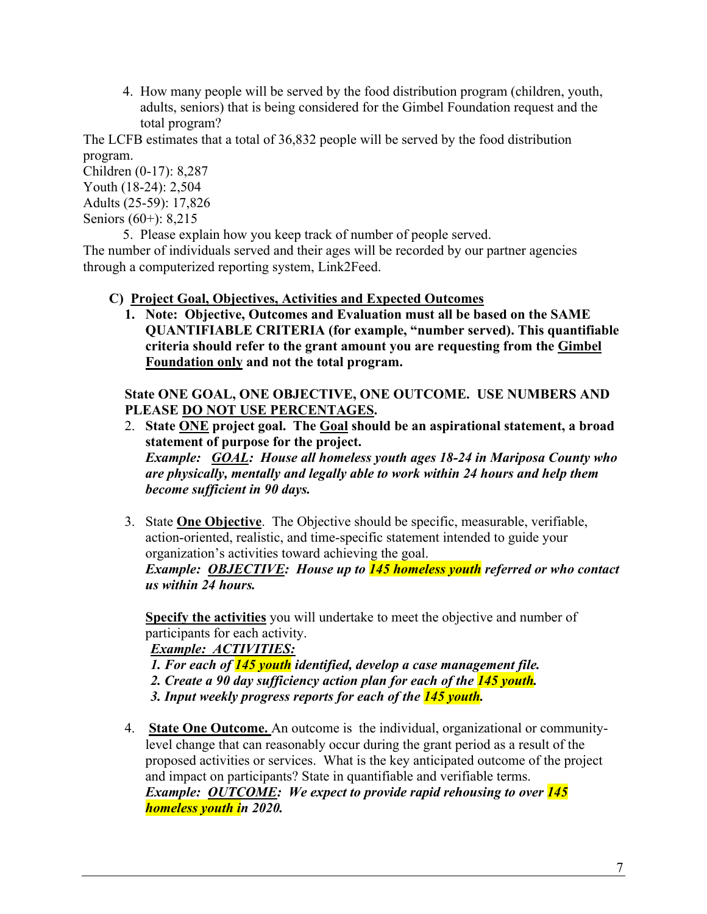4. How many people will be served by the food distribution program (children, youth, adults, seniors) that is being considered for the Gimbel Foundation request and the total program?

The LCFB estimates that a total of 36,832 people will be served by the food distribution program.

Children (0-17): 8,287
Youth (18-24): 2,504
Adults (25-59): 17,826
Seniors (60+): 8,215

5. Please explain how you keep track of number of people served.

The number of individuals served and their ages will be recorded by our partner agencies through a computerized reporting system, Link2Feed.

**C) <u>Project Goal, Objectives, Activities and Expected Outcomes</u>**

1. **Note: Objective, Outcomes and Evaluation must all be based on the SAME QUANTIFIABLE CRITERIA (for example, "number served). This quantifiable criteria should refer to the grant amount you are requesting from the <u>Gimbel Foundation only</u> and not the total program.**

**State ONE GOAL, ONE OBJECTIVE, ONE OUTCOME. USE NUMBERS AND PLEASE <u>DO NOT USE PERCENTAGES</u>.**

2. **State <u>ONE</u> project goal. The <u>Goal</u> should be an aspirational statement, a broad statement of purpose for the project.**
   ***Example: <u>GOAL</u>: House all homeless youth ages 18-24 in Mariposa County who are physically, mentally and legally able to work within 24 hours and help them become sufficient in 90 days.***

3. State **<u>One Objective</u>**. The Objective should be specific, measurable, verifiable, action-oriented, realistic, and time-specific statement intended to guide your organization's activities toward achieving the goal.
   ***Example: <u>OBJECTIVE</u>: House up to 145 homeless youth referred or who contact us within 24 hours.***

   **<u>Specify the activities</u>** you will undertake to meet the objective and number of participants for each activity.
   ***<u>Example: ACTIVITIES:</u>***
   ***1. For each of 145 youth identified, develop a case management file.***
   ***2. Create a 90 day sufficiency action plan for each of the 145 youth.***
   ***3. Input weekly progress reports for each of the 145 youth.***

4. **<u>State One Outcome.</u>** An outcome is the individual, organizational or community-level change that can reasonably occur during the grant period as a result of the proposed activities or services. What is the key anticipated outcome of the project and impact on participants? State in quantifiable and verifiable terms.
   ***Example: <u>OUTCOME</u>: We expect to provide rapid rehousing to over 145 homeless youth in 2020.***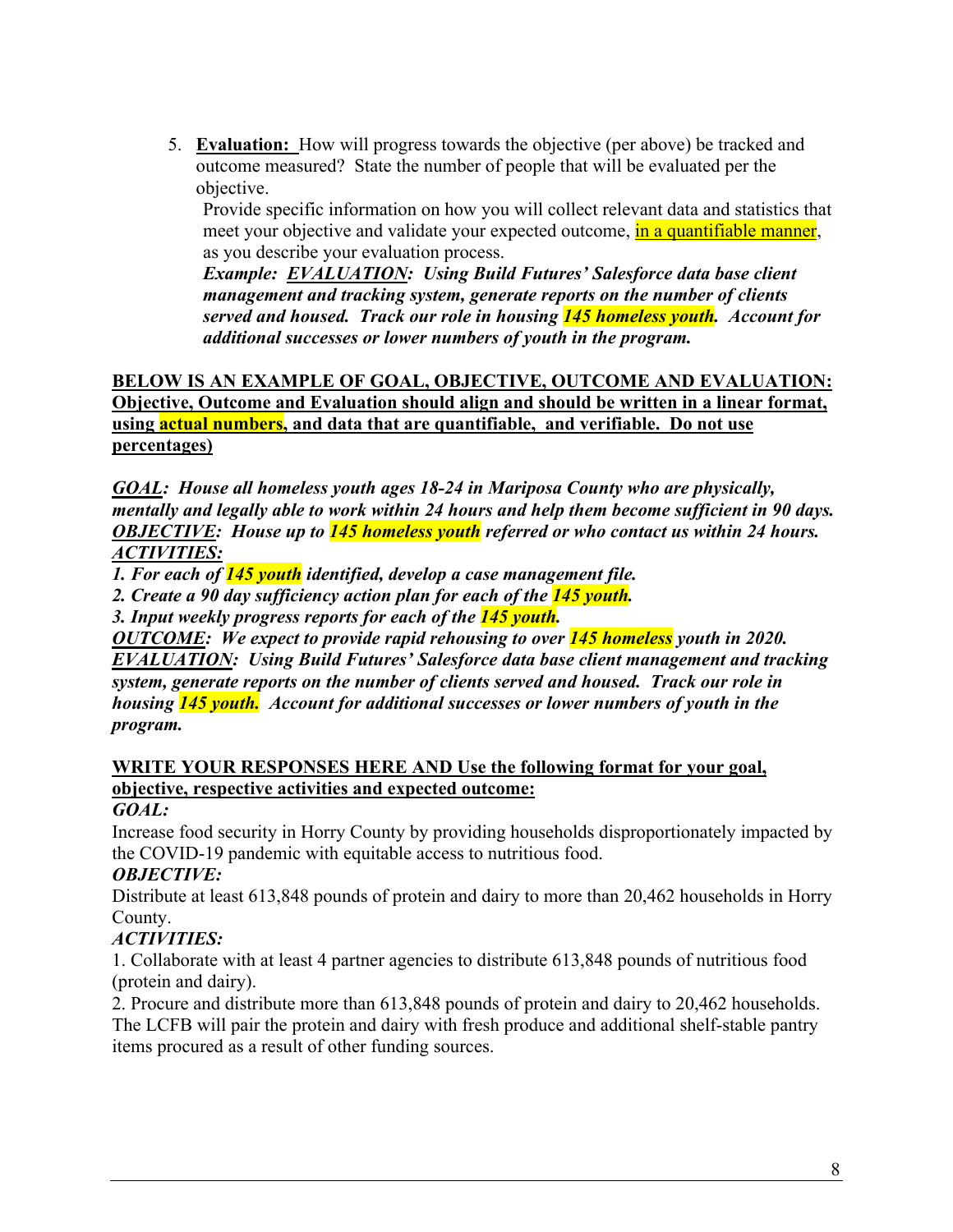5. **Evaluation:** How will progress towards the objective (per above) be tracked and outcome measured? State the number of people that will be evaluated per the objective.
   Provide specific information on how you will collect relevant data and statistics that meet your objective and validate your expected outcome, <u>in a quantifiable manner</u>, as you describe your evaluation process.
   ***Example: <u>EVALUATION</u>: Using Build Futures' Salesforce data base client management and tracking system, generate reports on the number of clients served and housed. Track our role in housing 145 homeless youth. Account for additional successes or lower numbers of youth in the program.***

**<u>BELOW IS AN EXAMPLE OF GOAL, OBJECTIVE, OUTCOME AND EVALUATION: Objective, Outcome and Evaluation should align and should be written in a linear format, using actual numbers, and data that are quantifiable, and verifiable. Do not use percentages)</u>**

***<u>GOAL</u>: House all homeless youth ages 18-24 in Mariposa County who are physically, mentally and legally able to work within 24 hours and help them become sufficient in 90 days.***
***<u>OBJECTIVE</u>: House up to 145 homeless youth referred or who contact us within 24 hours.***
***<u>ACTIVITIES:</u>***
***1. For each of 145 youth identified, develop a case management file.***
***2. Create a 90 day sufficiency action plan for each of the 145 youth.***
***3. Input weekly progress reports for each of the 145 youth.***
***<u>OUTCOME</u>: We expect to provide rapid rehousing to over 145 homeless youth in 2020.***
***<u>EVALUATION</u>: Using Build Futures' Salesforce data base client management and tracking system, generate reports on the number of clients served and housed. Track our role in housing 145 youth. Account for additional successes or lower numbers of youth in the program.***

**<u>WRITE YOUR RESPONSES HERE AND Use the following format for your goal, objective, respective activities and expected outcome:</u>**

***GOAL:***
Increase food security in Horry County by providing households disproportionately impacted by the COVID-19 pandemic with equitable access to nutritious food.

***OBJECTIVE:***
Distribute at least 613,848 pounds of protein and dairy to more than 20,462 households in Horry County.

***ACTIVITIES:***
1. Collaborate with at least 4 partner agencies to distribute 613,848 pounds of nutritious food (protein and dairy).
2. Procure and distribute more than 613,848 pounds of protein and dairy to 20,462 households. The LCFB will pair the protein and dairy with fresh produce and additional shelf-stable pantry items procured as a result of other funding sources.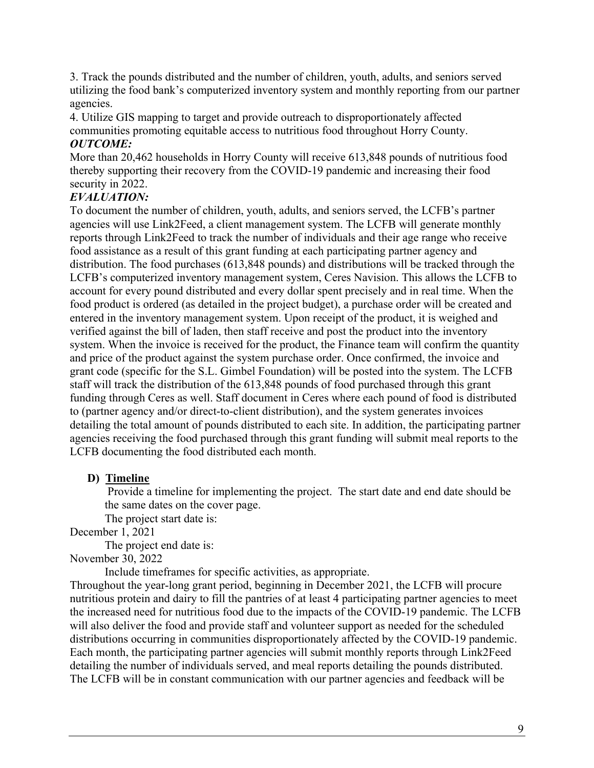3. Track the pounds distributed and the number of children, youth, adults, and seniors served utilizing the food bank's computerized inventory system and monthly reporting from our partner agencies.
4. Utilize GIS mapping to target and provide outreach to disproportionately affected communities promoting equitable access to nutritious food throughout Horry County.

***OUTCOME:***

More than 20,462 households in Horry County will receive 613,848 pounds of nutritious food thereby supporting their recovery from the COVID-19 pandemic and increasing their food security in 2022.

***EVALUATION:***

To document the number of children, youth, adults, and seniors served, the LCFB's partner agencies will use Link2Feed, a client management system. The LCFB will generate monthly reports through Link2Feed to track the number of individuals and their age range who receive food assistance as a result of this grant funding at each participating partner agency and distribution. The food purchases (613,848 pounds) and distributions will be tracked through the LCFB's computerized inventory management system, Ceres Navision. This allows the LCFB to account for every pound distributed and every dollar spent precisely and in real time. When the food product is ordered (as detailed in the project budget), a purchase order will be created and entered in the inventory management system. Upon receipt of the product, it is weighed and verified against the bill of laden, then staff receive and post the product into the inventory system. When the invoice is received for the product, the Finance team will confirm the quantity and price of the product against the system purchase order. Once confirmed, the invoice and grant code (specific for the S.L. Gimbel Foundation) will be posted into the system. The LCFB staff will track the distribution of the 613,848 pounds of food purchased through this grant funding through Ceres as well. Staff document in Ceres where each pound of food is distributed to (partner agency and/or direct-to-client distribution), and the system generates invoices detailing the total amount of pounds distributed to each site. In addition, the participating partner agencies receiving the food purchased through this grant funding will submit meal reports to the LCFB documenting the food distributed each month.

**D) <u>Timeline</u>**

Provide a timeline for implementing the project. The start date and end date should be the same dates on the cover page.

The project start date is:

December 1, 2021

The project end date is:

November 30, 2022

Include timeframes for specific activities, as appropriate.

Throughout the year-long grant period, beginning in December 2021, the LCFB will procure nutritious protein and dairy to fill the pantries of at least 4 participating partner agencies to meet the increased need for nutritious food due to the impacts of the COVID-19 pandemic. The LCFB will also deliver the food and provide staff and volunteer support as needed for the scheduled distributions occurring in communities disproportionately affected by the COVID-19 pandemic. Each month, the participating partner agencies will submit monthly reports through Link2Feed detailing the number of individuals served, and meal reports detailing the pounds distributed. The LCFB will be in constant communication with our partner agencies and feedback will be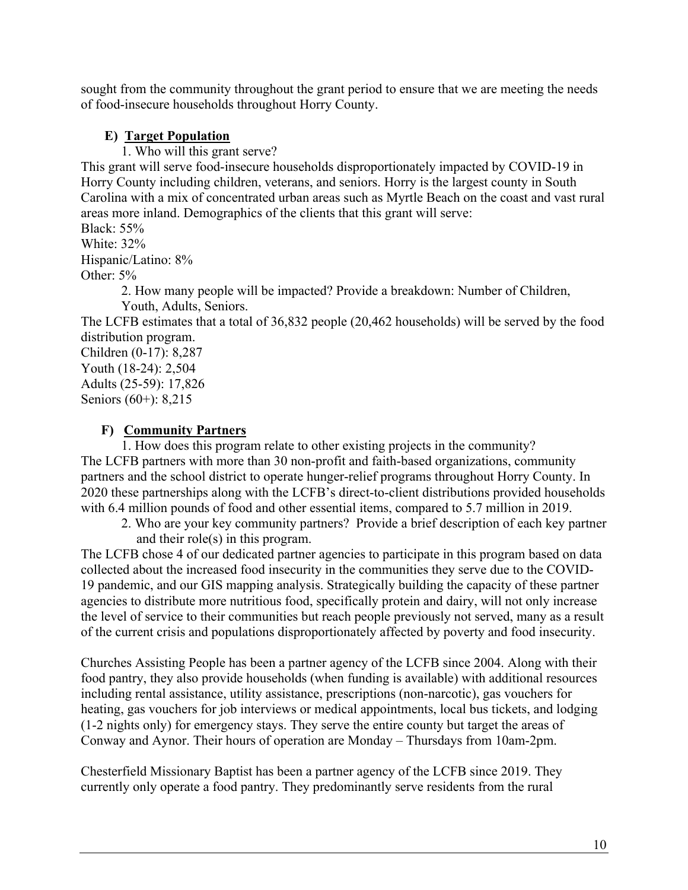sought from the community throughout the grant period to ensure that we are meeting the needs of food-insecure households throughout Horry County.

### E) Target Population

1. Who will this grant serve?

This grant will serve food-insecure households disproportionately impacted by COVID-19 in Horry County including children, veterans, and seniors. Horry is the largest county in South Carolina with a mix of concentrated urban areas such as Myrtle Beach on the coast and vast rural areas more inland. Demographics of the clients that this grant will serve:

Black: 55%
White: 32%
Hispanic/Latino: 8%
Other: 5%

2. How many people will be impacted? Provide a breakdown: Number of Children, Youth, Adults, Seniors.

The LCFB estimates that a total of 36,832 people (20,462 households) will be served by the food distribution program.

Children (0-17): 8,287
Youth (18-24): 2,504
Adults (25-59): 17,826
Seniors (60+): 8,215

### F) Community Partners

1. How does this program relate to other existing projects in the community?

The LCFB partners with more than 30 non-profit and faith-based organizations, community partners and the school district to operate hunger-relief programs throughout Horry County. In 2020 these partnerships along with the LCFB's direct-to-client distributions provided households with 6.4 million pounds of food and other essential items, compared to 5.7 million in 2019.

2. Who are your key community partners? Provide a brief description of each key partner and their role(s) in this program.

The LCFB chose 4 of our dedicated partner agencies to participate in this program based on data collected about the increased food insecurity in the communities they serve due to the COVID-19 pandemic, and our GIS mapping analysis. Strategically building the capacity of these partner agencies to distribute more nutritious food, specifically protein and dairy, will not only increase the level of service to their communities but reach people previously not served, many as a result of the current crisis and populations disproportionately affected by poverty and food insecurity.

Churches Assisting People has been a partner agency of the LCFB since 2004. Along with their food pantry, they also provide households (when funding is available) with additional resources including rental assistance, utility assistance, prescriptions (non-narcotic), gas vouchers for heating, gas vouchers for job interviews or medical appointments, local bus tickets, and lodging (1-2 nights only) for emergency stays. They serve the entire county but target the areas of Conway and Aynor. Their hours of operation are Monday – Thursdays from 10am-2pm.

Chesterfield Missionary Baptist has been a partner agency of the LCFB since 2019. They currently only operate a food pantry. They predominantly serve residents from the rural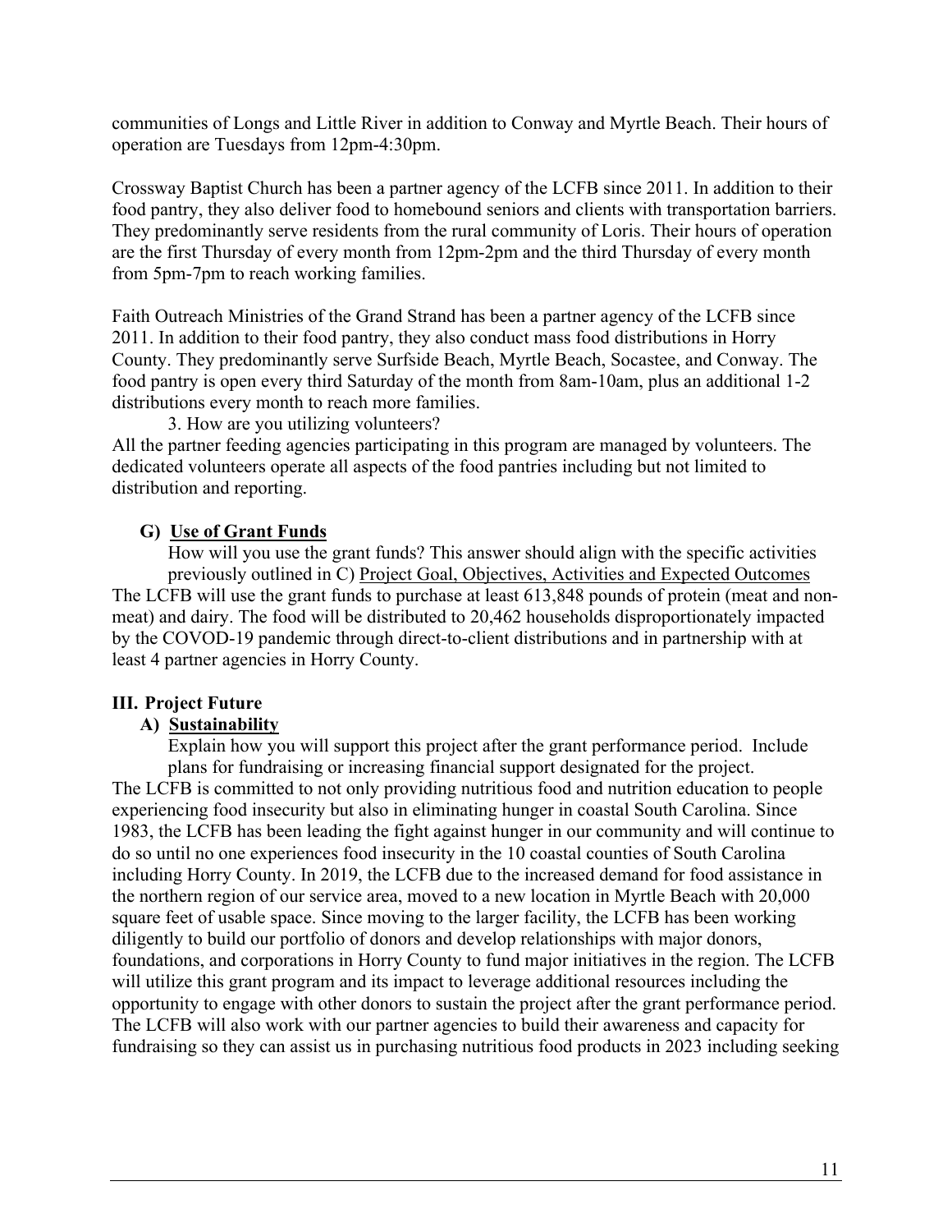communities of Longs and Little River in addition to Conway and Myrtle Beach. Their hours of operation are Tuesdays from 12pm-4:30pm.

Crossway Baptist Church has been a partner agency of the LCFB since 2011. In addition to their food pantry, they also deliver food to homebound seniors and clients with transportation barriers. They predominantly serve residents from the rural community of Loris. Their hours of operation are the first Thursday of every month from 12pm-2pm and the third Thursday of every month from 5pm-7pm to reach working families.

Faith Outreach Ministries of the Grand Strand has been a partner agency of the LCFB since 2011. In addition to their food pantry, they also conduct mass food distributions in Horry County. They predominantly serve Surfside Beach, Myrtle Beach, Socastee, and Conway. The food pantry is open every third Saturday of the month from 8am-10am, plus an additional 1-2 distributions every month to reach more families.

3. How are you utilizing volunteers?

All the partner feeding agencies participating in this program are managed by volunteers. The dedicated volunteers operate all aspects of the food pantries including but not limited to distribution and reporting.

### G) <u>Use of Grant Funds</u>

How will you use the grant funds? This answer should align with the specific activities previously outlined in C) <u>Project Goal, Objectives, Activities and Expected Outcomes</u>

The LCFB will use the grant funds to purchase at least 613,848 pounds of protein (meat and non-meat) and dairy. The food will be distributed to 20,462 households disproportionately impacted by the COVOD-19 pandemic through direct-to-client distributions and in partnership with at least 4 partner agencies in Horry County.

## III. Project Future

### A) <u>Sustainability</u>

Explain how you will support this project after the grant performance period. Include plans for fundraising or increasing financial support designated for the project.

The LCFB is committed to not only providing nutritious food and nutrition education to people experiencing food insecurity but also in eliminating hunger in coastal South Carolina. Since 1983, the LCFB has been leading the fight against hunger in our community and will continue to do so until no one experiences food insecurity in the 10 coastal counties of South Carolina including Horry County. In 2019, the LCFB due to the increased demand for food assistance in the northern region of our service area, moved to a new location in Myrtle Beach with 20,000 square feet of usable space. Since moving to the larger facility, the LCFB has been working diligently to build our portfolio of donors and develop relationships with major donors, foundations, and corporations in Horry County to fund major initiatives in the region. The LCFB will utilize this grant program and its impact to leverage additional resources including the opportunity to engage with other donors to sustain the project after the grant performance period. The LCFB will also work with our partner agencies to build their awareness and capacity for fundraising so they can assist us in purchasing nutritious food products in 2023 including seeking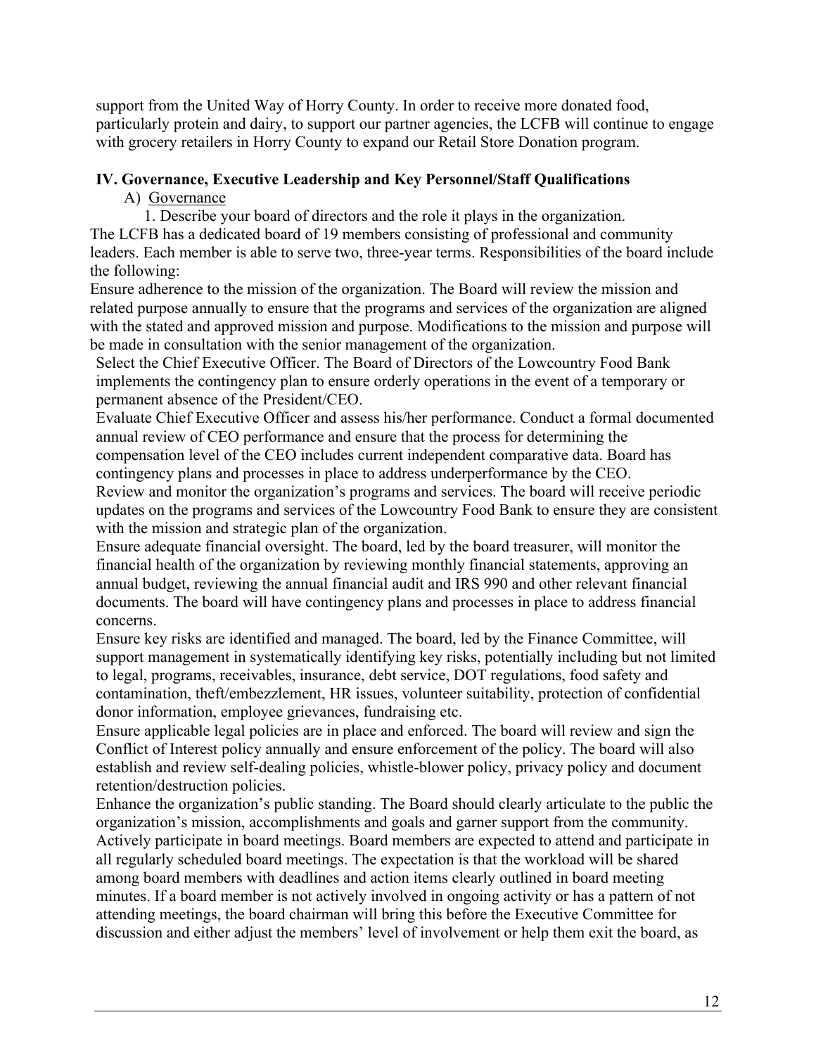support from the United Way of Horry County. In order to receive more donated food, particularly protein and dairy, to support our partner agencies, the LCFB will continue to engage with grocery retailers in Horry County to expand our Retail Store Donation program.

## IV. Governance, Executive Leadership and Key Personnel/Staff Qualifications

A) Governance

1. Describe your board of directors and the role it plays in the organization.

The LCFB has a dedicated board of 19 members consisting of professional and community leaders. Each member is able to serve two, three-year terms. Responsibilities of the board include the following:

Ensure adherence to the mission of the organization. The Board will review the mission and related purpose annually to ensure that the programs and services of the organization are aligned with the stated and approved mission and purpose. Modifications to the mission and purpose will be made in consultation with the senior management of the organization.

Select the Chief Executive Officer. The Board of Directors of the Lowcountry Food Bank implements the contingency plan to ensure orderly operations in the event of a temporary or permanent absence of the President/CEO.

Evaluate Chief Executive Officer and assess his/her performance. Conduct a formal documented annual review of CEO performance and ensure that the process for determining the compensation level of the CEO includes current independent comparative data. Board has contingency plans and processes in place to address underperformance by the CEO.

Review and monitor the organization's programs and services. The board will receive periodic updates on the programs and services of the Lowcountry Food Bank to ensure they are consistent with the mission and strategic plan of the organization.

Ensure adequate financial oversight. The board, led by the board treasurer, will monitor the financial health of the organization by reviewing monthly financial statements, approving an annual budget, reviewing the annual financial audit and IRS 990 and other relevant financial documents. The board will have contingency plans and processes in place to address financial concerns.

Ensure key risks are identified and managed. The board, led by the Finance Committee, will support management in systematically identifying key risks, potentially including but not limited to legal, programs, receivables, insurance, debt service, DOT regulations, food safety and contamination, theft/embezzlement, HR issues, volunteer suitability, protection of confidential donor information, employee grievances, fundraising etc.

Ensure applicable legal policies are in place and enforced. The board will review and sign the Conflict of Interest policy annually and ensure enforcement of the policy. The board will also establish and review self-dealing policies, whistle-blower policy, privacy policy and document retention/destruction policies.

Enhance the organization's public standing. The Board should clearly articulate to the public the organization's mission, accomplishments and goals and garner support from the community.

Actively participate in board meetings. Board members are expected to attend and participate in all regularly scheduled board meetings. The expectation is that the workload will be shared among board members with deadlines and action items clearly outlined in board meeting minutes. If a board member is not actively involved in ongoing activity or has a pattern of not attending meetings, the board chairman will bring this before the Executive Committee for discussion and either adjust the members' level of involvement or help them exit the board, as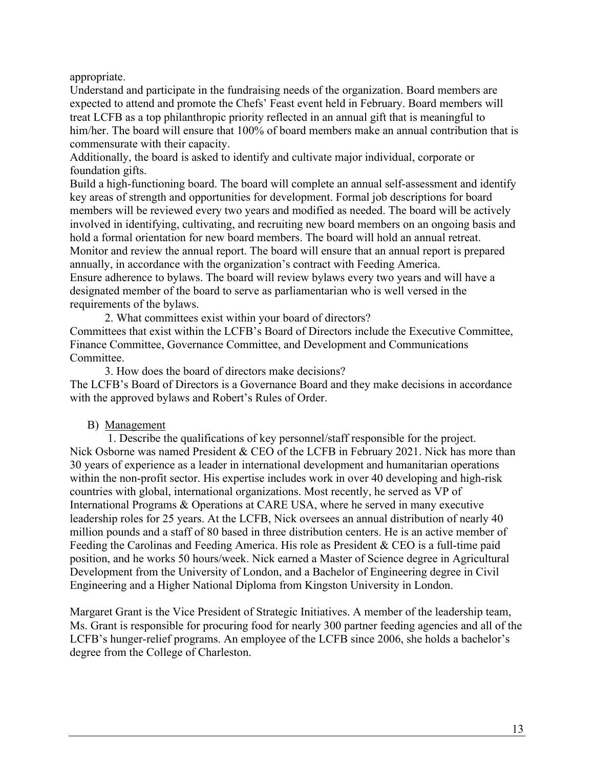appropriate.

Understand and participate in the fundraising needs of the organization. Board members are expected to attend and promote the Chefs' Feast event held in February. Board members will treat LCFB as a top philanthropic priority reflected in an annual gift that is meaningful to him/her. The board will ensure that 100% of board members make an annual contribution that is commensurate with their capacity.

Additionally, the board is asked to identify and cultivate major individual, corporate or foundation gifts.

Build a high-functioning board. The board will complete an annual self-assessment and identify key areas of strength and opportunities for development. Formal job descriptions for board members will be reviewed every two years and modified as needed. The board will be actively involved in identifying, cultivating, and recruiting new board members on an ongoing basis and hold a formal orientation for new board members. The board will hold an annual retreat.

Monitor and review the annual report. The board will ensure that an annual report is prepared annually, in accordance with the organization's contract with Feeding America.

Ensure adherence to bylaws. The board will review bylaws every two years and will have a designated member of the board to serve as parliamentarian who is well versed in the requirements of the bylaws.

2. What committees exist within your board of directors?

Committees that exist within the LCFB's Board of Directors include the Executive Committee, Finance Committee, Governance Committee, and Development and Communications Committee.

3. How does the board of directors make decisions?

The LCFB's Board of Directors is a Governance Board and they make decisions in accordance with the approved bylaws and Robert's Rules of Order.

B) Management

1. Describe the qualifications of key personnel/staff responsible for the project.

Nick Osborne was named President & CEO of the LCFB in February 2021. Nick has more than 30 years of experience as a leader in international development and humanitarian operations within the non-profit sector. His expertise includes work in over 40 developing and high-risk countries with global, international organizations. Most recently, he served as VP of International Programs & Operations at CARE USA, where he served in many executive leadership roles for 25 years. At the LCFB, Nick oversees an annual distribution of nearly 40 million pounds and a staff of 80 based in three distribution centers. He is an active member of Feeding the Carolinas and Feeding America. His role as President & CEO is a full-time paid position, and he works 50 hours/week. Nick earned a Master of Science degree in Agricultural Development from the University of London, and a Bachelor of Engineering degree in Civil Engineering and a Higher National Diploma from Kingston University in London.

Margaret Grant is the Vice President of Strategic Initiatives. A member of the leadership team, Ms. Grant is responsible for procuring food for nearly 300 partner feeding agencies and all of the LCFB's hunger-relief programs. An employee of the LCFB since 2006, she holds a bachelor's degree from the College of Charleston.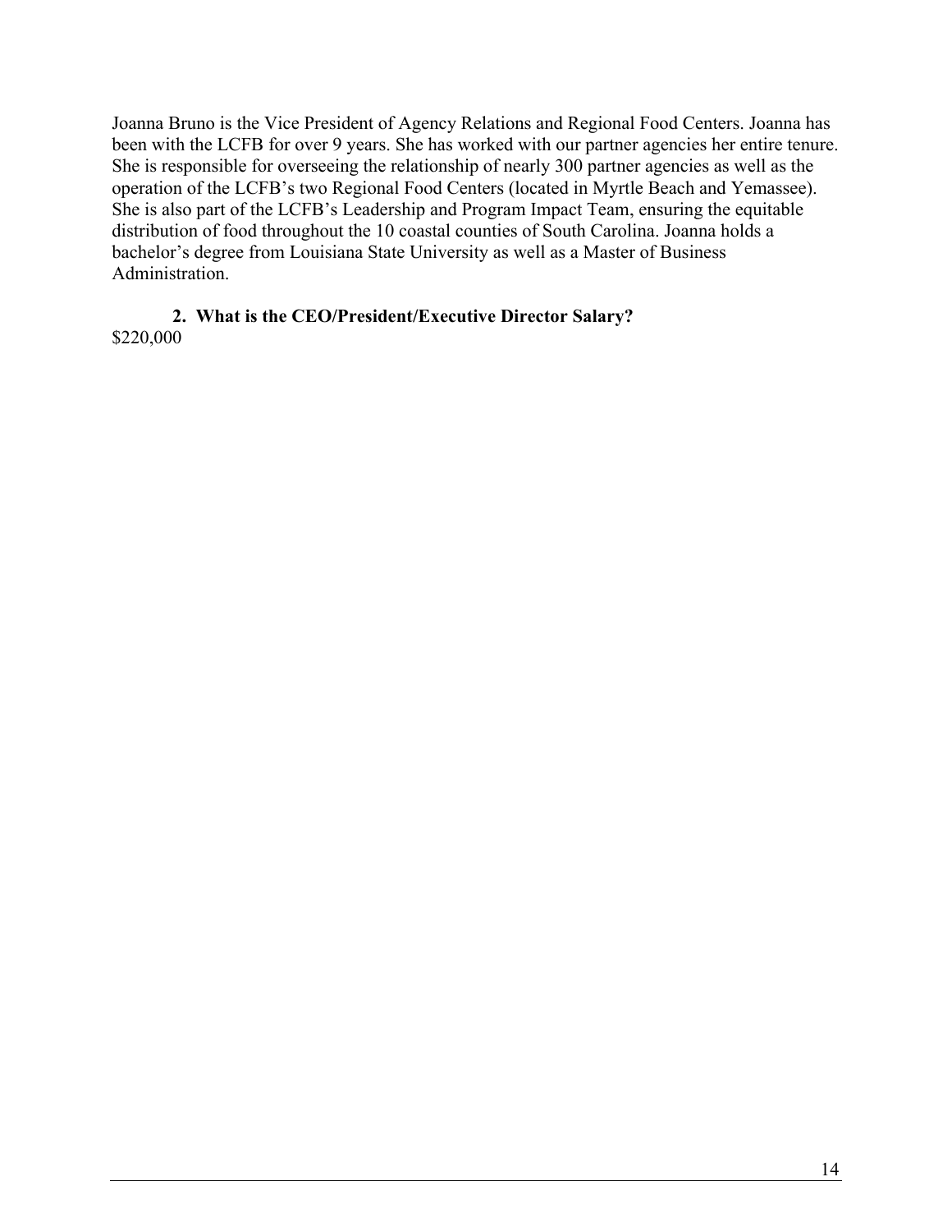Joanna Bruno is the Vice President of Agency Relations and Regional Food Centers. Joanna has been with the LCFB for over 9 years. She has worked with our partner agencies her entire tenure. She is responsible for overseeing the relationship of nearly 300 partner agencies as well as the operation of the LCFB's two Regional Food Centers (located in Myrtle Beach and Yemassee). She is also part of the LCFB's Leadership and Program Impact Team, ensuring the equitable distribution of food throughout the 10 coastal counties of South Carolina. Joanna holds a bachelor's degree from Louisiana State University as well as a Master of Business Administration.

**2. What is the CEO/President/Executive Director Salary?**

$220,000